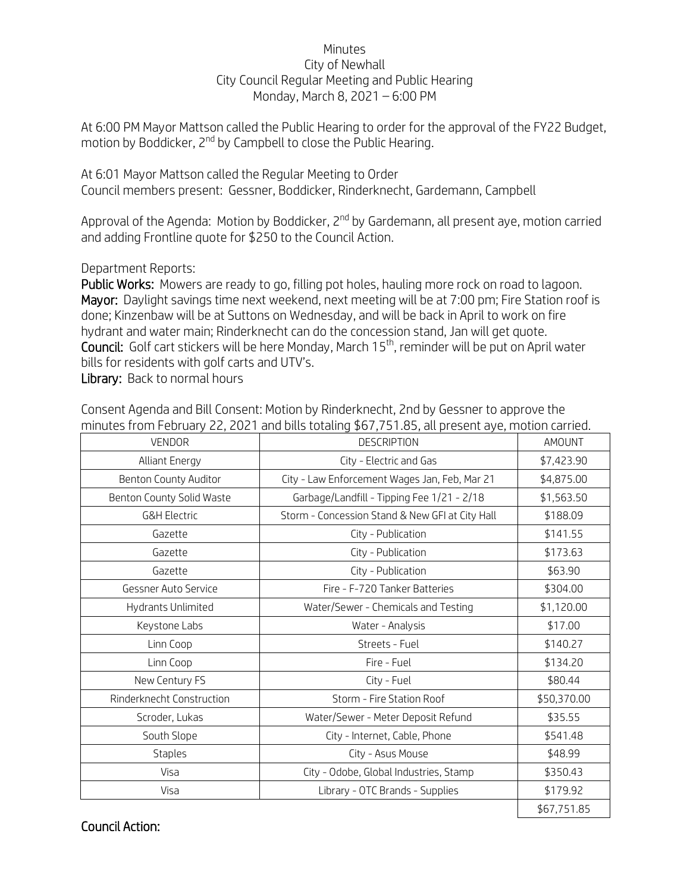Minutes
City of Newhall
City Council Regular Meeting and Public Hearing
Monday, March 8, 2021 – 6:00 PM

At 6:00 PM Mayor Mattson called the Public Hearing to order for the approval of the FY22 Budget, motion by Boddicker, 2nd by Campbell to close the Public Hearing.

At 6:01 Mayor Mattson called the Regular Meeting to Order
Council members present: Gessner, Boddicker, Rinderknecht, Gardemann, Campbell

Approval of the Agenda: Motion by Boddicker, 2nd by Gardemann, all present aye, motion carried and adding Frontline quote for $250 to the Council Action.

Department Reports:

**Public Works:** Mowers are ready to go, filling pot holes, hauling more rock on road to lagoon.
**Mayor:** Daylight savings time next weekend, next meeting will be at 7:00 pm; Fire Station roof is done; Kinzenbaw will be at Suttons on Wednesday, and will be back in April to work on fire hydrant and water main; Rinderknecht can do the concession stand, Jan will get quote.
**Council:** Golf cart stickers will be here Monday, March 15th, reminder will be put on April water bills for residents with golf carts and UTV's.
**Library:** Back to normal hours

Consent Agenda and Bill Consent: Motion by Rinderknecht, 2nd by Gessner to approve the minutes from February 22, 2021 and bills totaling $67,751.85, all present aye, motion carried.

| VENDOR | DESCRIPTION | AMOUNT |
|---|---|---|
| Alliant Energy | City - Electric and Gas | $7,423.90 |
| Benton County Auditor | City - Law Enforcement Wages Jan, Feb, Mar 21 | $4,875.00 |
| Benton County Solid Waste | Garbage/Landfill - Tipping Fee 1/21 - 2/18 | $1,563.50 |
| G&H Electric | Storm - Concession Stand & New GFI at City Hall | $188.09 |
| Gazette | City - Publication | $141.55 |
| Gazette | City - Publication | $173.63 |
| Gazette | City - Publication | $63.90 |
| Gessner Auto Service | Fire - F-720 Tanker Batteries | $304.00 |
| Hydrants Unlimited | Water/Sewer - Chemicals and Testing | $1,120.00 |
| Keystone Labs | Water - Analysis | $17.00 |
| Linn Coop | Streets - Fuel | $140.27 |
| Linn Coop | Fire - Fuel | $134.20 |
| New Century FS | City - Fuel | $80.44 |
| Rinderknecht Construction | Storm - Fire Station Roof | $50,370.00 |
| Scroder, Lukas | Water/Sewer - Meter Deposit Refund | $35.55 |
| South Slope | City - Internet, Cable, Phone | $541.48 |
| Staples | City - Asus Mouse | $48.99 |
| Visa | City - Odobe, Global Industries, Stamp | $350.43 |
| Visa | Library - OTC Brands - Supplies | $179.92 |
| | | $67,751.85 |

**Council Action:**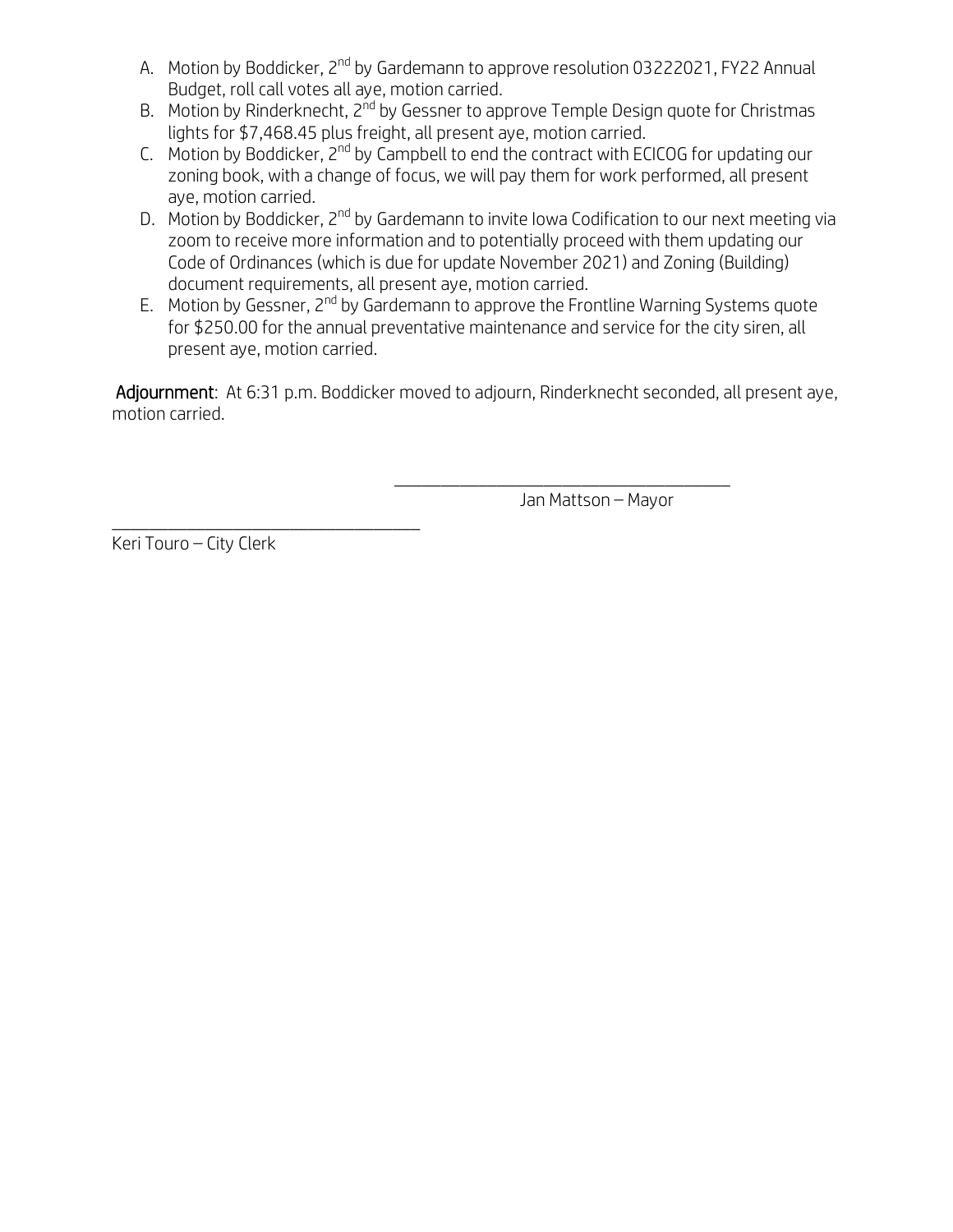A. Motion by Boddicker, 2nd by Gardemann to approve resolution 03222021, FY22 Annual Budget, roll call votes all aye, motion carried.
B. Motion by Rinderknecht, 2nd by Gessner to approve Temple Design quote for Christmas lights for $7,468.45 plus freight, all present aye, motion carried.
C. Motion by Boddicker, 2nd by Campbell to end the contract with ECICOG for updating our zoning book, with a change of focus, we will pay them for work performed, all present aye, motion carried.
D. Motion by Boddicker, 2nd by Gardemann to invite Iowa Codification to our next meeting via zoom to receive more information and to potentially proceed with them updating our Code of Ordinances (which is due for update November 2021) and Zoning (Building) document requirements, all present aye, motion carried.
E. Motion by Gessner, 2nd by Gardemann to approve the Frontline Warning Systems quote for $250.00 for the annual preventative maintenance and service for the city siren, all present aye, motion carried.

**Adjournment**: At 6:31 p.m. Boddicker moved to adjourn, Rinderknecht seconded, all present aye, motion carried.

\_\_\_\_\_\_\_\_\_\_\_\_\_\_\_\_\_\_\_\_\_\_\_\_\_\_\_\_\_\_\_\_\_\_\_\_\_\_\_\_
Jan Mattson – Mayor

\_\_\_\_\_\_\_\_\_\_\_\_\_\_\_\_\_\_\_\_\_\_\_\_\_\_\_\_\_\_\_\_\_\_\_\_\_\_\_\_
Keri Touro – City Clerk